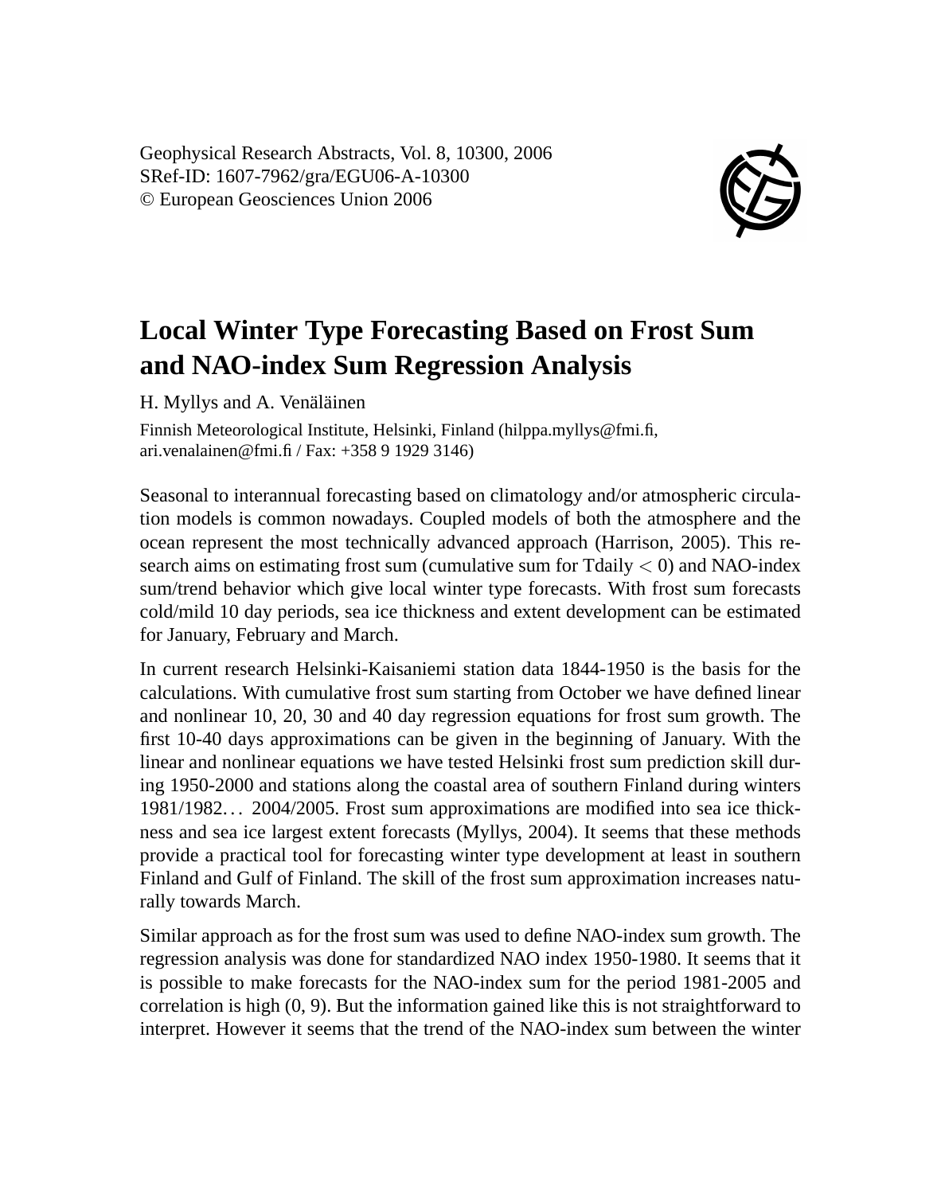Geophysical Research Abstracts, Vol. 8, 10300, 2006
SRef-ID: 1607-7962/gra/EGU06-A-10300
© European Geosciences Union 2006

# Local Winter Type Forecasting Based on Frost Sum and NAO-index Sum Regression Analysis

H. Myllys and A. Venäläinen

Finnish Meteorological Institute, Helsinki, Finland (hilppa.myllys@fmi.fi, ari.venalainen@fmi.fi / Fax: +358 9 1929 3146)

Seasonal to interannual forecasting based on climatology and/or atmospheric circulation models is common nowadays. Coupled models of both the atmosphere and the ocean represent the most technically advanced approach (Harrison, 2005). This research aims on estimating frost sum (cumulative sum for Tdaily $< 0$) and NAO-index sum/trend behavior which give local winter type forecasts. With frost sum forecasts cold/mild 10 day periods, sea ice thickness and extent development can be estimated for January, February and March.

In current research Helsinki-Kaisaniemi station data 1844-1950 is the basis for the calculations. With cumulative frost sum starting from October we have defined linear and nonlinear 10, 20, 30 and 40 day regression equations for frost sum growth. The first 10-40 days approximations can be given in the beginning of January. With the linear and nonlinear equations we have tested Helsinki frost sum prediction skill during 1950-2000 and stations along the coastal area of southern Finland during winters 1981/1982… 2004/2005. Frost sum approximations are modified into sea ice thickness and sea ice largest extent forecasts (Myllys, 2004). It seems that these methods provide a practical tool for forecasting winter type development at least in southern Finland and Gulf of Finland. The skill of the frost sum approximation increases naturally towards March.

Similar approach as for the frost sum was used to define NAO-index sum growth. The regression analysis was done for standardized NAO index 1950-1980. It seems that it is possible to make forecasts for the NAO-index sum for the period 1981-2005 and correlation is high (0, 9). But the information gained like this is not straightforward to interpret. However it seems that the trend of the NAO-index sum between the winter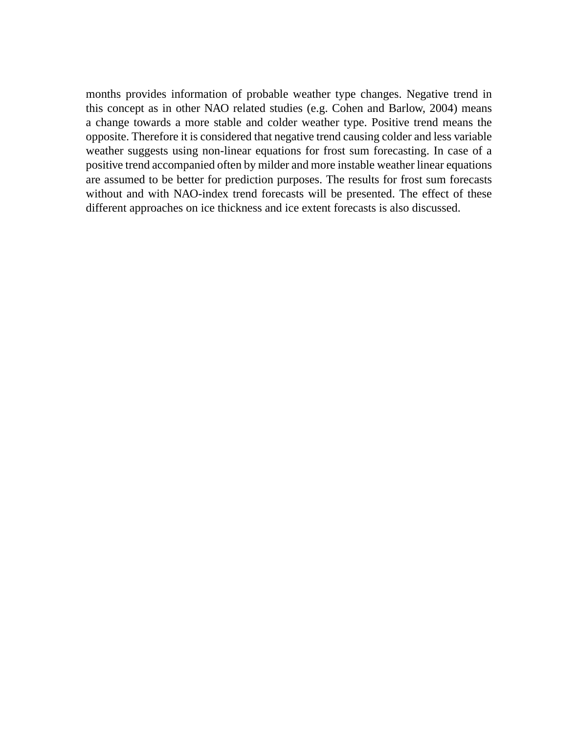months provides information of probable weather type changes. Negative trend in this concept as in other NAO related studies (e.g. Cohen and Barlow, 2004) means a change towards a more stable and colder weather type. Positive trend means the opposite. Therefore it is considered that negative trend causing colder and less variable weather suggests using non-linear equations for frost sum forecasting. In case of a positive trend accompanied often by milder and more instable weather linear equations are assumed to be better for prediction purposes. The results for frost sum forecasts without and with NAO-index trend forecasts will be presented. The effect of these different approaches on ice thickness and ice extent forecasts is also discussed.